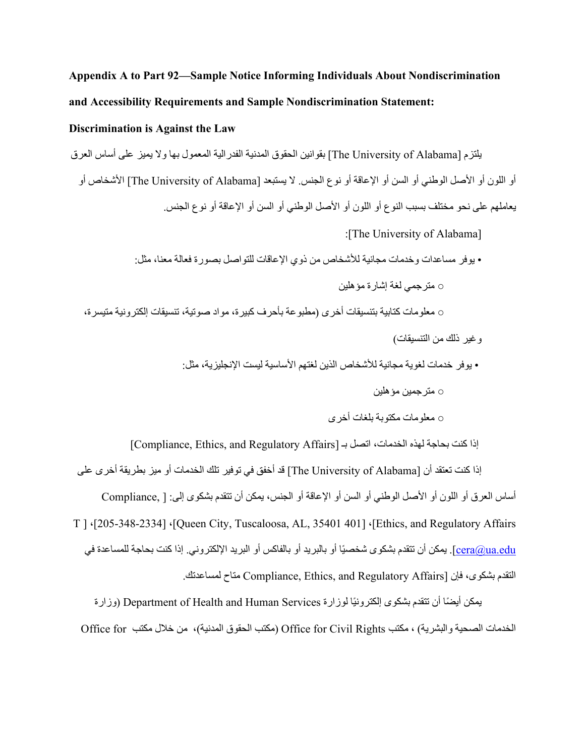**Appendix A to Part 92—Sample Notice Informing Individuals About Nondiscrimination and Accessibility Requirements and Sample Nondiscrimination Statement:**

**Discrimination is Against the Law**

يلتزم [The University of Alabama] بقوانين الحقوق المدنية الفدرالية المعمول بها ولا يميز على أساس العرق أو اللون أو الأصل الوطني أو السن أو الإعاقة أو نوع الجنس. لا يستبعد [The University of Alabama] الأشخاص أو يعاملهم على نحو مختلف بسبب النوع أو اللون أو الأصل الوطني أو السن أو الإعاقة أو نوع الجنس.

:[The University of Alabama]

- يوفر مساعدات وخدمات مجانية للأشخاص من ذوي الإعاقات للتواصل بصورة فعالة معنا، مثل:
  - مترجمي لغة إشارة مؤهلين
  - معلومات كتابية بتنسيقات أخرى (مطبوعة بأحرف كبيرة، مواد صوتية، تنسيقات إلكترونية متيسرة، وغير ذلك من التنسيقات)
- يوفر خدمات لغوية مجانية للأشخاص الذين لغتهم الأساسية ليست الإنجليزية، مثل:
  - مترجمين مؤهلين
  - معلومات مكتوبة بلغات أخرى

إذا كنت بحاجة لهذه الخدمات، اتصل بـ [Compliance, Ethics, and Regulatory Affairs]

إذا كنت تعتقد أن [The University of Alabama] قد أخفق في توفير تلك الخدمات أو ميز بطريقة أخرى على أساس العرق أو اللون أو الأصل الوطني أو السن أو الإعاقة أو الجنس، يمكن أن تتقدم بشكوى إلى: [ Compliance, Ethics, and Regulatory Affairs]، [401 Queen City, Tuscaloosa, AL, 35401]، [205-348-2334]، [ T cera@ua.edu]. يمكن أن تتقدم بشكوى شخصيًا أو بالبريد أو بالفاكس أو البريد الإلكتروني. إذا كنت بحاجة للمساعدة في التقدم بشكوى، فإن [Compliance, Ethics, and Regulatory Affairs] متاح لمساعدتك.

يمكن أيضًا أن تتقدم بشكوى إلكترونيًا لوزارة Department of Health and Human Services (وزارة الخدمات الصحية والبشرية) ، مكتب Office for Civil Rights (مكتب الحقوق المدنية)، من خلال مكتب Office for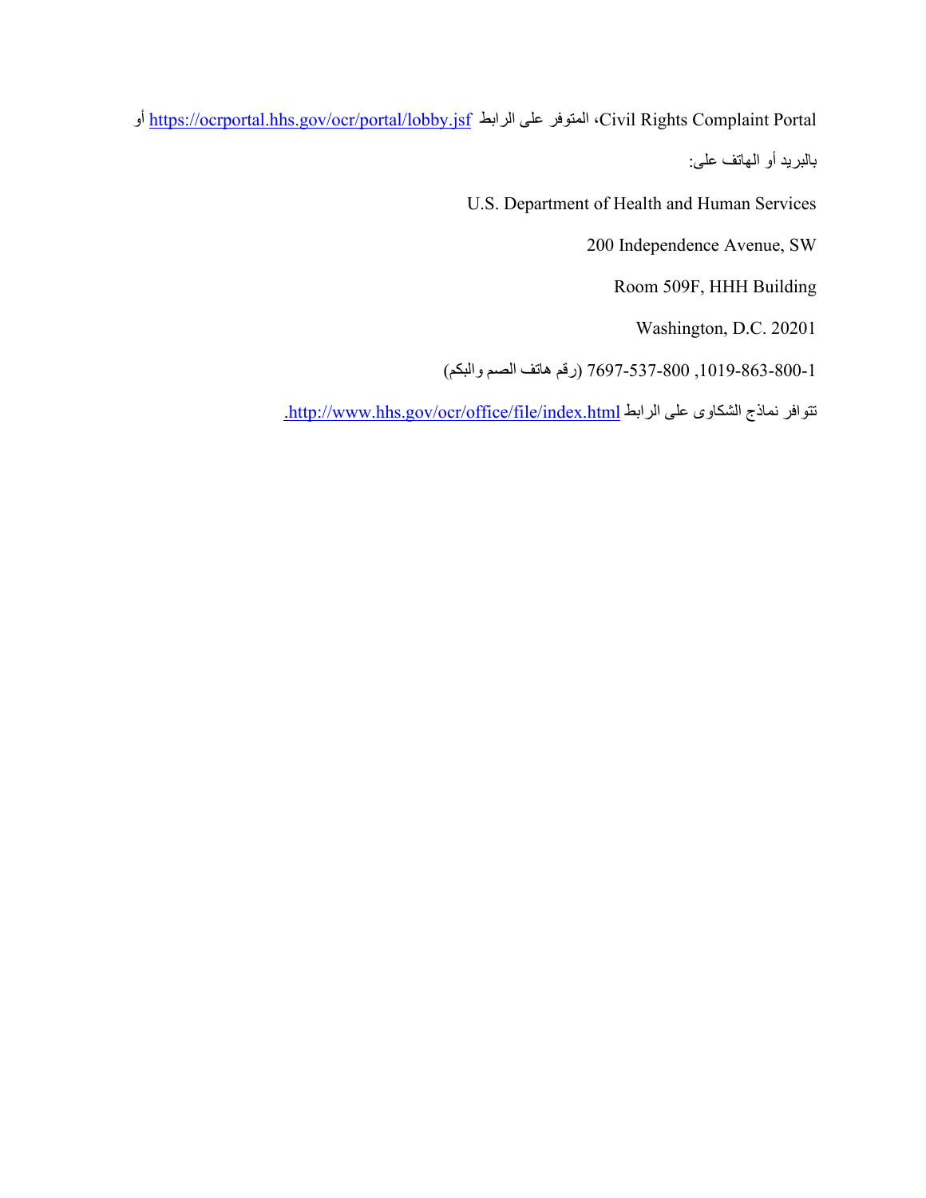Civil Rights Complaint Portal، المتوفر على الرابط https://ocrportal.hhs.gov/ocr/portal/lobby.jsf أو بالبريد أو الهاتف على:

U.S. Department of Health and Human Services

200 Independence Avenue, SW

Room 509F, HHH Building

Washington, D.C. 20201

1-800-863-1019, 800-537-7697 (رقم هاتف الصم والبكم)

تتوافر نماذج الشكاوى على الرابط http://www.hhs.gov/ocr/office/file/index.html.